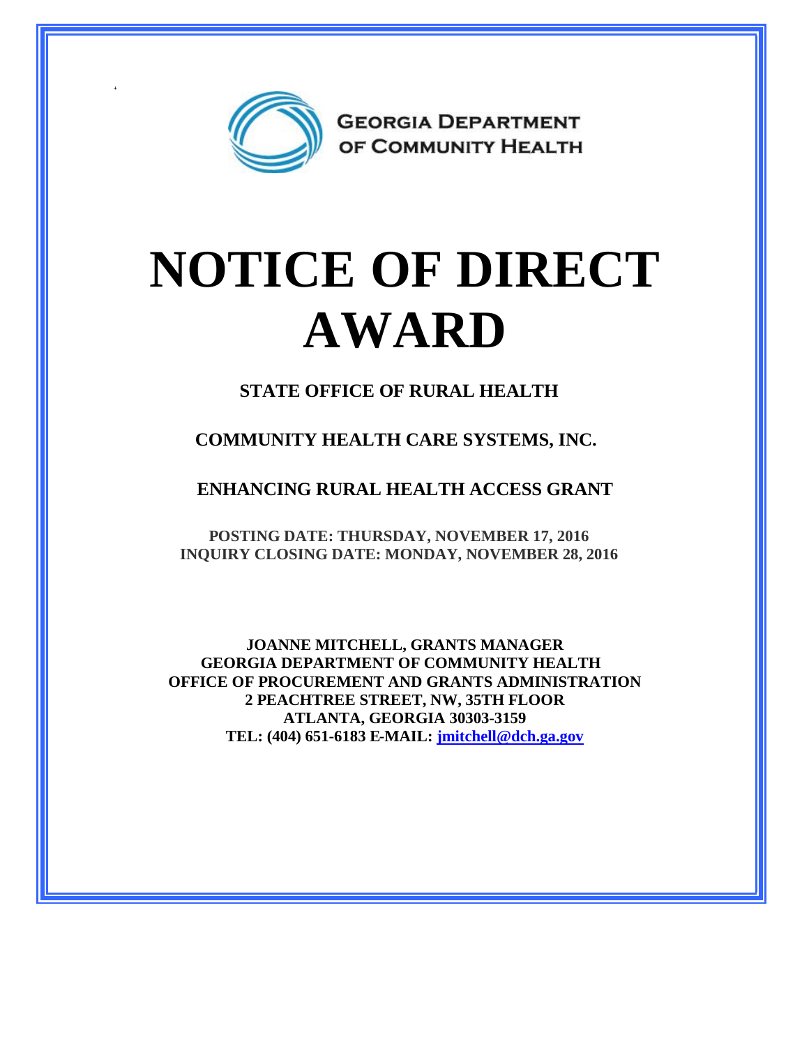GEORGIA DEPARTMENT OF COMMUNITY HEALTH

# NOTICE OF DIRECT AWARD

**STATE OFFICE OF RURAL HEALTH**

**COMMUNITY HEALTH CARE SYSTEMS, INC.**

**ENHANCING RURAL HEALTH ACCESS GRANT**

**POSTING DATE: THURSDAY, NOVEMBER 17, 2016**
**INQUIRY CLOSING DATE: MONDAY, NOVEMBER 28, 2016**

**JOANNE MITCHELL, GRANTS MANAGER**
**GEORGIA DEPARTMENT OF COMMUNITY HEALTH**
**OFFICE OF PROCUREMENT AND GRANTS ADMINISTRATION**
**2 PEACHTREE STREET, NW, 35TH FLOOR**
**ATLANTA, GEORGIA 30303-3159**
**TEL: (404) 651-6183 E-MAIL: jmitchell@dch.ga.gov**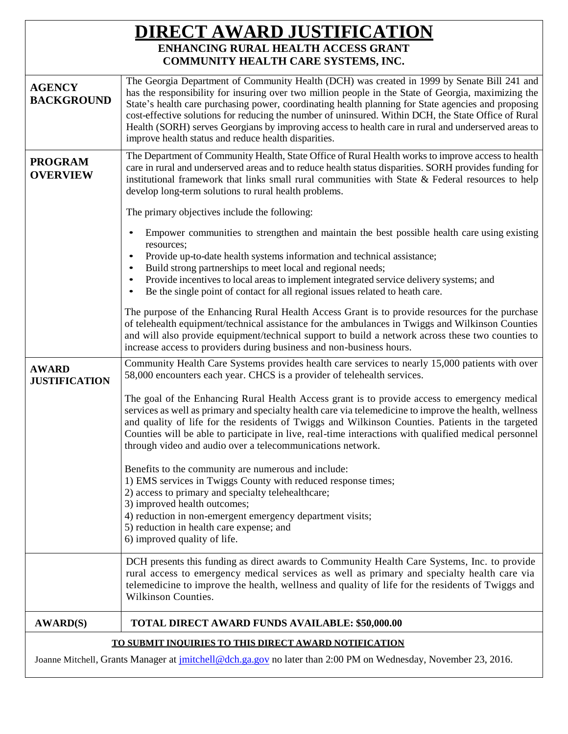# DIRECT AWARD JUSTIFICATION

**ENHANCING RURAL HEALTH ACCESS GRANT**

**COMMUNITY HEALTH CARE SYSTEMS, INC.**

| | |
|---|---|
| **AGENCY BACKGROUND** | The Georgia Department of Community Health (DCH) was created in 1999 by Senate Bill 241 and has the responsibility for insuring over two million people in the State of Georgia, maximizing the State's health care purchasing power, coordinating health planning for State agencies and proposing cost-effective solutions for reducing the number of uninsured. Within DCH, the State Office of Rural Health (SORH) serves Georgians by improving access to health care in rural and underserved areas to improve health status and reduce health disparities. |
| **PROGRAM OVERVIEW** | The Department of Community Health, State Office of Rural Health works to improve access to health care in rural and underserved areas and to reduce health status disparities. SORH provides funding for institutional framework that links small rural communities with State & Federal resources to help develop long-term solutions to rural health problems.<br><br>The primary objectives include the following:<br><br>• Empower communities to strengthen and maintain the best possible health care using existing resources;<br>• Provide up-to-date health systems information and technical assistance;<br>• Build strong partnerships to meet local and regional needs;<br>• Provide incentives to local areas to implement integrated service delivery systems; and<br>• Be the single point of contact for all regional issues related to heath care.<br><br>The purpose of the Enhancing Rural Health Access Grant is to provide resources for the purchase of telehealth equipment/technical assistance for the ambulances in Twiggs and Wilkinson Counties and will also provide equipment/technical support to build a network across these two counties to increase access to providers during business and non-business hours. |
| **AWARD JUSTIFICATION** | Community Health Care Systems provides health care services to nearly 15,000 patients with over 58,000 encounters each year. CHCS is a provider of telehealth services.<br><br>The goal of the Enhancing Rural Health Access grant is to provide access to emergency medical services as well as primary and specialty health care via telemedicine to improve the health, wellness and quality of life for the residents of Twiggs and Wilkinson Counties. Patients in the targeted Counties will be able to participate in live, real-time interactions with qualified medical personnel through video and audio over a telecommunications network.<br><br>Benefits to the community are numerous and include:<br>1) EMS services in Twiggs County with reduced response times;<br>2) access to primary and specialty telehealthcare;<br>3) improved health outcomes;<br>4) reduction in non-emergent emergency department visits;<br>5) reduction in health care expense; and<br>6) improved quality of life. |
| | DCH presents this funding as direct awards to Community Health Care Systems, Inc. to provide rural access to emergency medical services as well as primary and specialty health care via telemedicine to improve the health, wellness and quality of life for the residents of Twiggs and Wilkinson Counties. |
| **AWARD(S)** | **TOTAL DIRECT AWARD FUNDS AVAILABLE: $50,000.00** |

**TO SUBMIT INQUIRIES TO THIS DIRECT AWARD NOTIFICATION**

Joanne Mitchell, Grants Manager at jmitchell@dch.ga.gov no later than 2:00 PM on Wednesday, November 23, 2016.